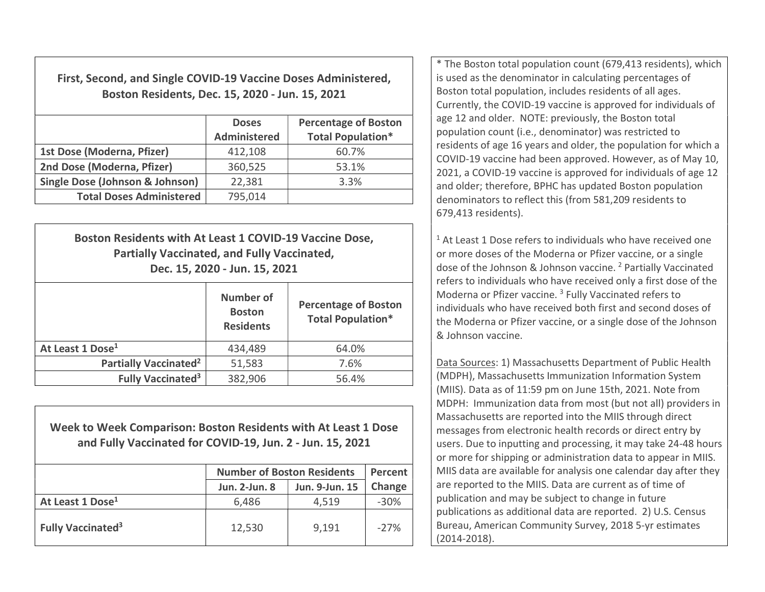### First, Second, and Single COVID-19 Vaccine Doses Administered, Boston Residents, Dec. 15, 2020 - Jun. 15, 2021

| | Doses Administered | Percentage of Boston Total Population* |
|---|---|---|
| 1st Dose (Moderna, Pfizer) | 412,108 | 60.7% |
| 2nd Dose (Moderna, Pfizer) | 360,525 | 53.1% |
| Single Dose (Johnson & Johnson) | 22,381 | 3.3% |
| **Total Doses Administered** | 795,014 | |

### Boston Residents with At Least 1 COVID-19 Vaccine Dose, Partially Vaccinated, and Fully Vaccinated, Dec. 15, 2020 - Jun. 15, 2021

| | Number of Boston Residents | Percentage of Boston Total Population* |
|---|---|---|
| At Least 1 Dose[1] | 434,489 | 64.0% |
| Partially Vaccinated[2] | 51,583 | 7.6% |
| Fully Vaccinated[3] | 382,906 | 56.4% |

### Week to Week Comparison: Boston Residents with At Least 1 Dose and Fully Vaccinated for COVID-19, Jun. 2 - Jun. 15, 2021

| | Number of Boston Residents | | Percent Change |
|---|---|---|---|
| | Jun. 2-Jun. 8 | Jun. 9-Jun. 15 | |
| At Least 1 Dose[1] | 6,486 | 4,519 | -30% |
| Fully Vaccinated[3] | 12,530 | 9,191 | -27% |

* The Boston total population count (679,413 residents), which is used as the denominator in calculating percentages of Boston total population, includes residents of all ages. Currently, the COVID-19 vaccine is approved for individuals of age 12 and older. NOTE: previously, the Boston total population count (i.e., denominator) was restricted to residents of age 16 years and older, the population for which a COVID-19 vaccine had been approved. However, as of May 10, 2021, a COVID-19 vaccine is approved for individuals of age 12 and older; therefore, BPHC has updated Boston population denominators to reflect this (from 581,209 residents to 679,413 residents).

[1] At Least 1 Dose refers to individuals who have received one or more doses of the Moderna or Pfizer vaccine, or a single dose of the Johnson & Johnson vaccine. [2] Partially Vaccinated refers to individuals who have received only a first dose of the Moderna or Pfizer vaccine. [3] Fully Vaccinated refers to individuals who have received both first and second doses of the Moderna or Pfizer vaccine, or a single dose of the Johnson & Johnson vaccine.

Data Sources: 1) Massachusetts Department of Public Health (MDPH), Massachusetts Immunization Information System (MIIS). Data as of 11:59 pm on June 15th, 2021. Note from MDPH: Immunization data from most (but not all) providers in Massachusetts are reported into the MIIS through direct messages from electronic health records or direct entry by users. Due to inputting and processing, it may take 24-48 hours or more for shipping or administration data to appear in MIIS. MIIS data are available for analysis one calendar day after they are reported to the MIIS. Data are current as of time of publication and may be subject to change in future publications as additional data are reported. 2) U.S. Census Bureau, American Community Survey, 2018 5-yr estimates (2014-2018).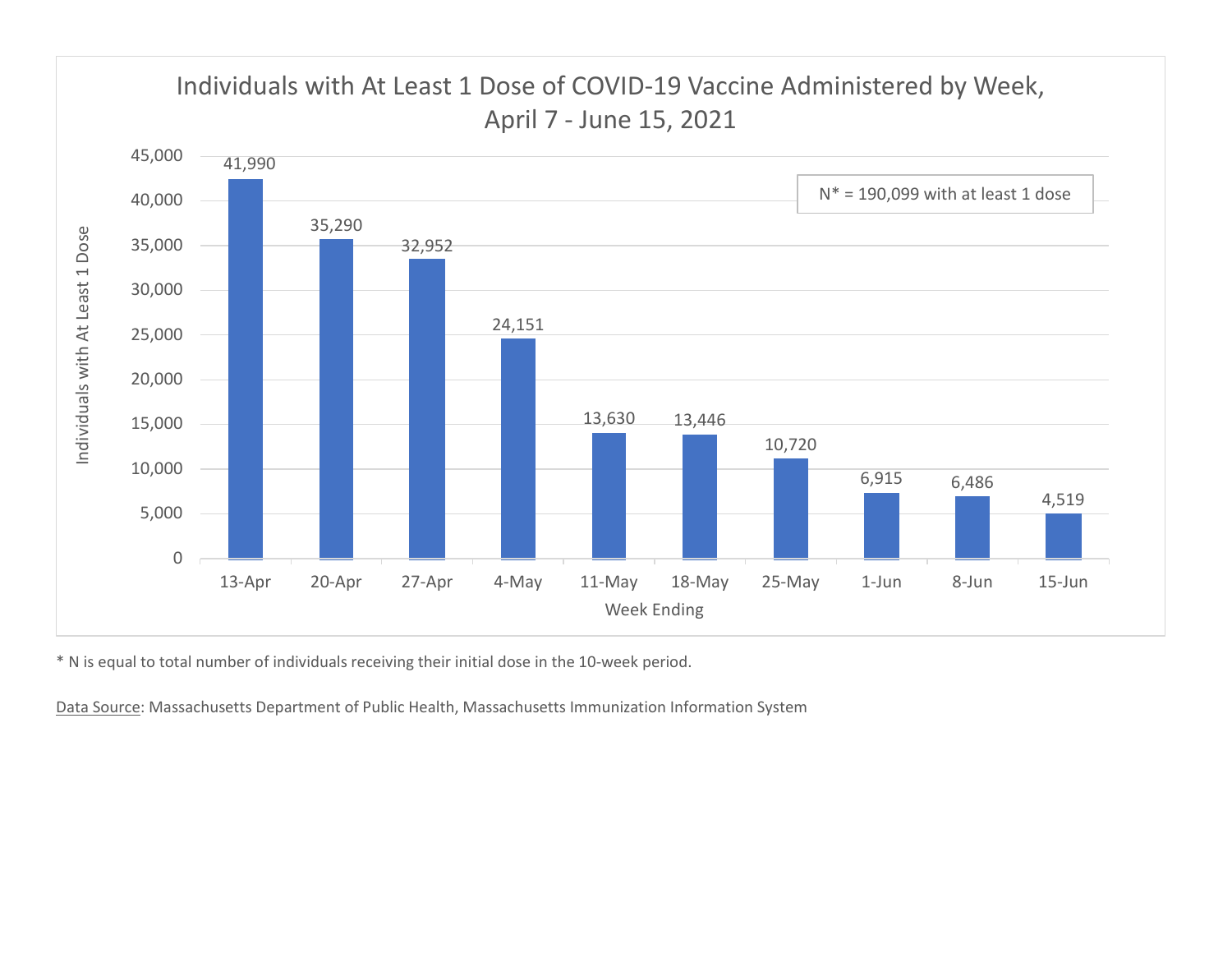## Individuals with At Least 1 Dose of COVID-19 Vaccine Administered by Week, April 7 - June 15, 2021

N* = 190,099 with at least 1 dose

| Week Ending | Individuals with At Least 1 Dose |
|---|---|
| 13-Apr | 41,990 |
| 20-Apr | 35,290 |
| 27-Apr | 32,952 |
| 4-May | 24,151 |
| 11-May | 13,630 |
| 18-May | 13,446 |
| 25-May | 10,720 |
| 1-Jun | 6,915 |
| 8-Jun | 6,486 |
| 15-Jun | 4,519 |

* N is equal to total number of individuals receiving their initial dose in the 10-week period.

Data Source: Massachusetts Department of Public Health, Massachusetts Immunization Information System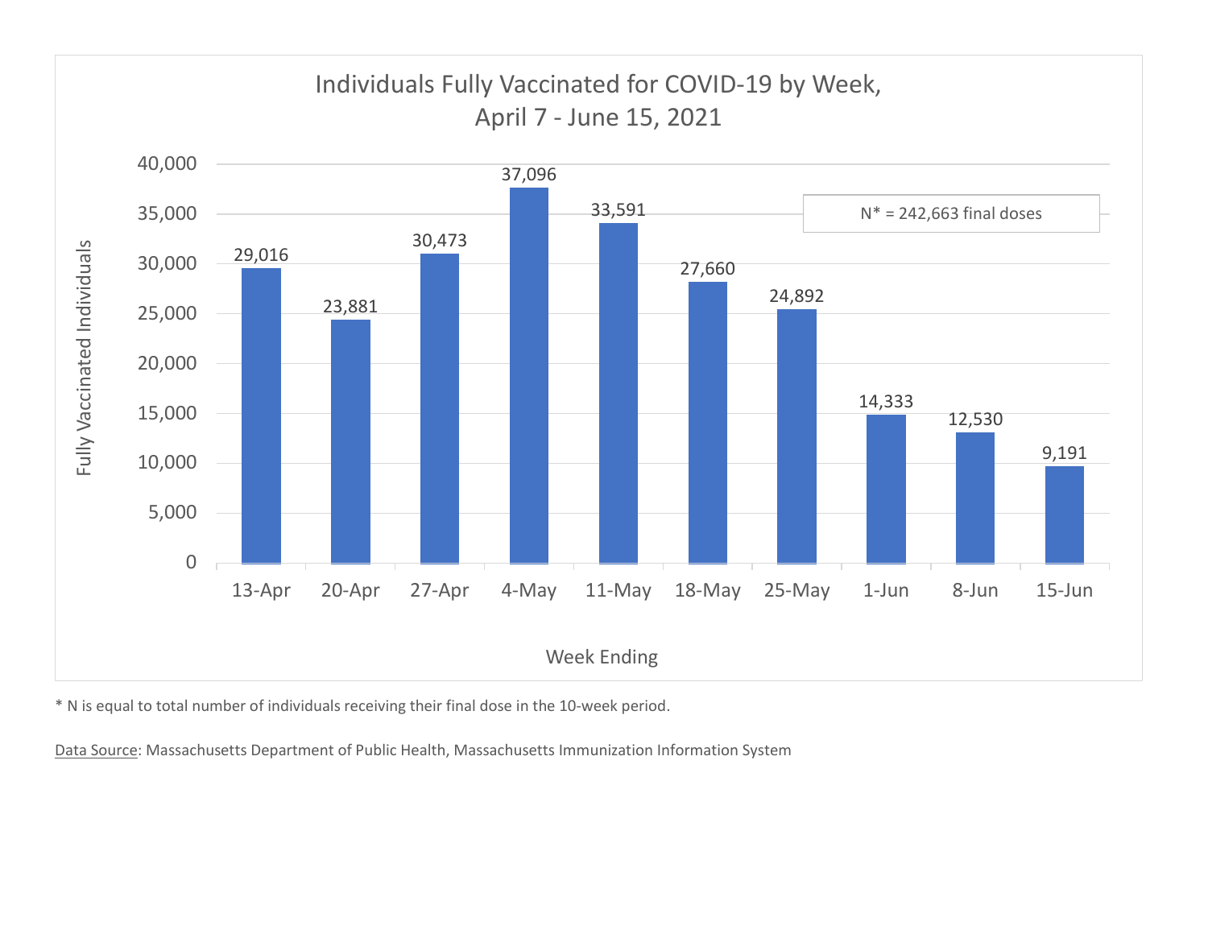## Individuals Fully Vaccinated for COVID-19 by Week, April 7 - June 15, 2021

| Week Ending | Fully Vaccinated Individuals |
| --- | --- |
| 13-Apr | 29,016 |
| 20-Apr | 23,881 |
| 27-Apr | 30,473 |
| 4-May | 37,096 |
| 11-May | 33,591 |
| 18-May | 27,660 |
| 25-May | 24,892 |
| 1-Jun | 14,333 |
| 8-Jun | 12,530 |
| 15-Jun | 9,191 |

N* = 242,663 final doses

\* N is equal to total number of individuals receiving their final dose in the 10-week period.

Data Source: Massachusetts Department of Public Health, Massachusetts Immunization Information System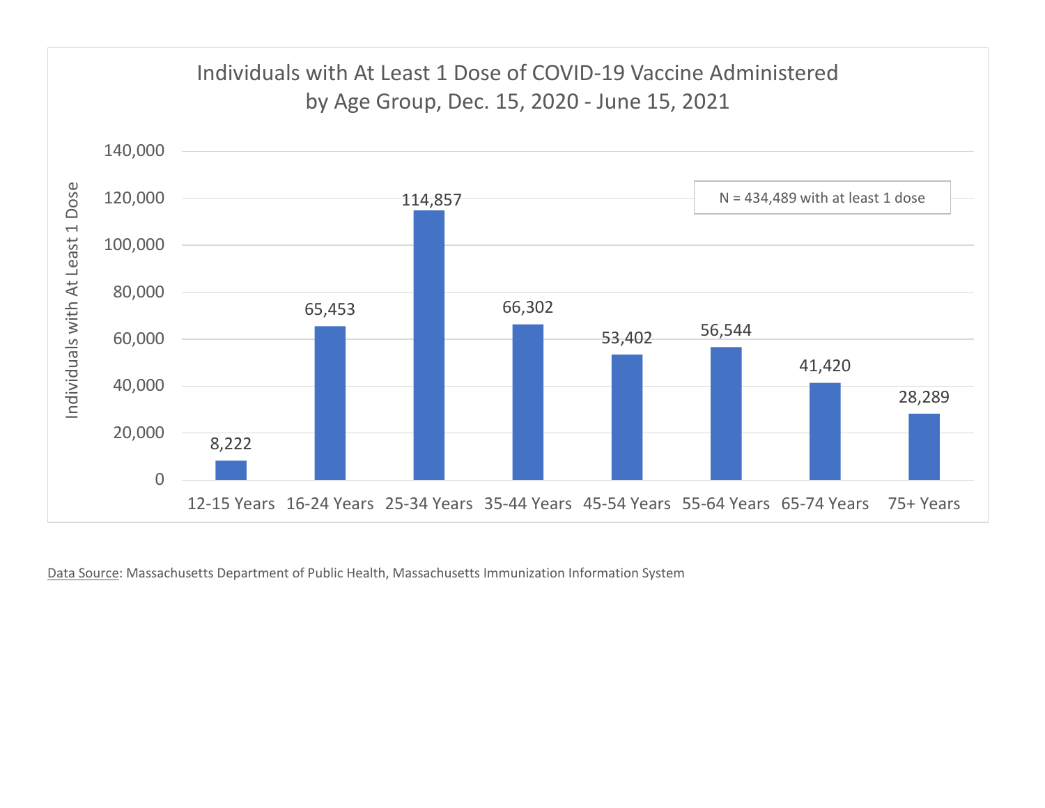## Individuals with At Least 1 Dose of COVID-19 Vaccine Administered by Age Group, Dec. 15, 2020 - June 15, 2021

N = 434,489 with at least 1 dose

| Age Group | Individuals with At Least 1 Dose |
| --- | --- |
| 12-15 Years | 8,222 |
| 16-24 Years | 65,453 |
| 25-34 Years | 114,857 |
| 35-44 Years | 66,302 |
| 45-54 Years | 53,402 |
| 55-64 Years | 56,544 |
| 65-74 Years | 41,420 |
| 75+ Years | 28,289 |

Data Source: Massachusetts Department of Public Health, Massachusetts Immunization Information System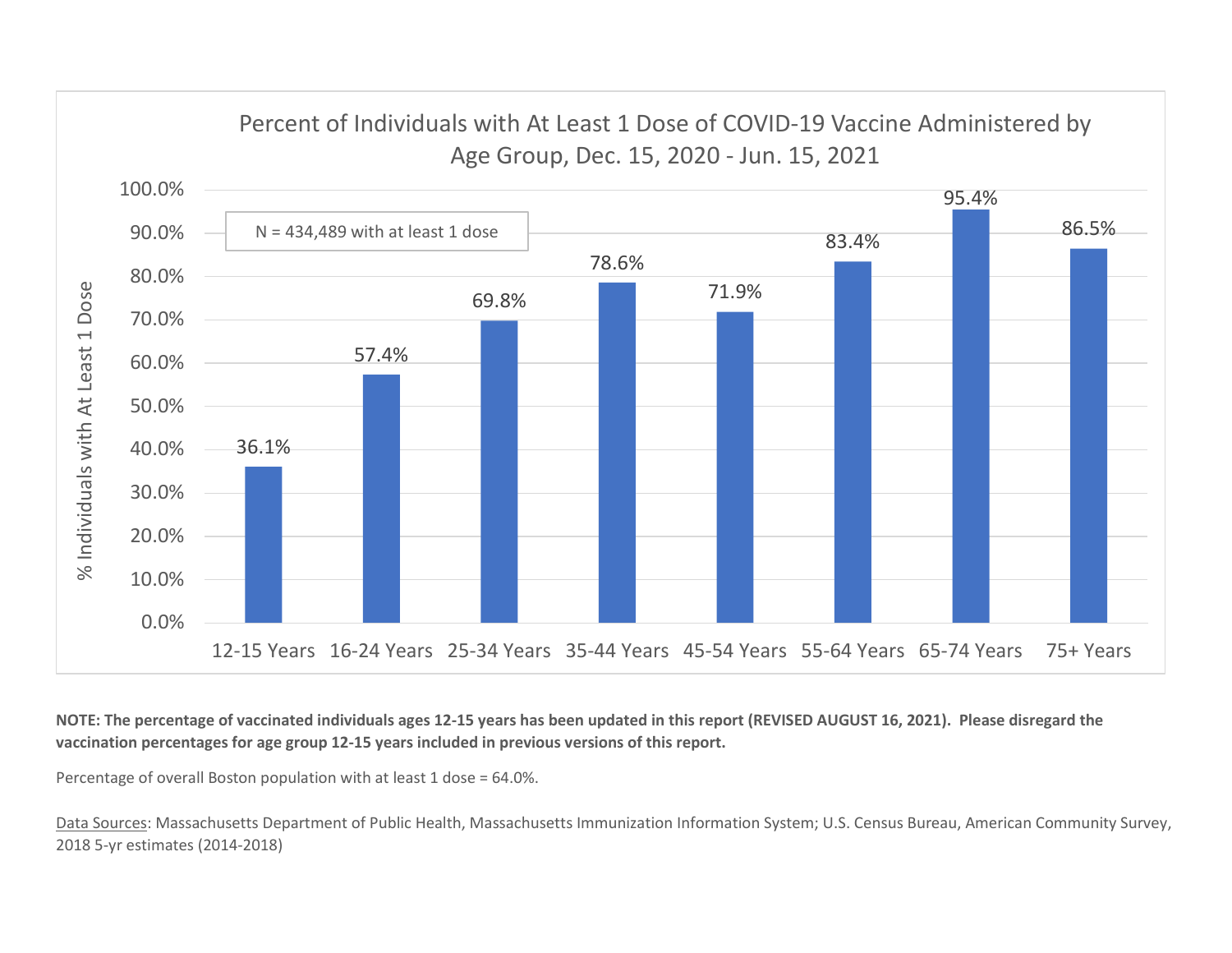## Percent of Individuals with At Least 1 Dose of COVID-19 Vaccine Administered by Age Group, Dec. 15, 2020 - Jun. 15, 2021

N = 434,489 with at least 1 dose

| Age Group | % Individuals with At Least 1 Dose |
|---|---|
| 12-15 Years | 36.1% |
| 16-24 Years | 57.4% |
| 25-34 Years | 69.8% |
| 35-44 Years | 78.6% |
| 45-54 Years | 71.9% |
| 55-64 Years | 83.4% |
| 65-74 Years | 95.4% |
| 75+ Years | 86.5% |

**NOTE: The percentage of vaccinated individuals ages 12-15 years has been updated in this report (REVISED AUGUST 16, 2021). Please disregard the vaccination percentages for age group 12-15 years included in previous versions of this report.**

Percentage of overall Boston population with at least 1 dose = 64.0%.

Data Sources: Massachusetts Department of Public Health, Massachusetts Immunization Information System; U.S. Census Bureau, American Community Survey, 2018 5-yr estimates (2014-2018)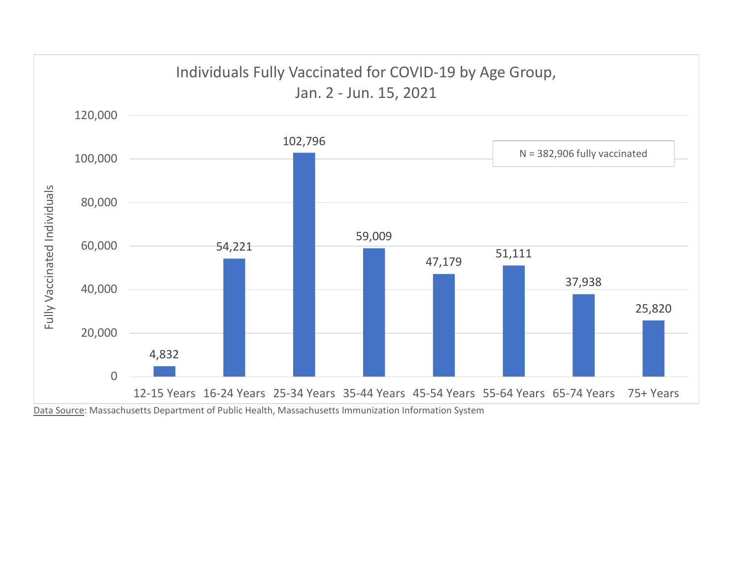## Individuals Fully Vaccinated for COVID-19 by Age Group, Jan. 2 - Jun. 15, 2021

N = 382,906 fully vaccinated

| Age Group | Fully Vaccinated Individuals |
|---|---|
| 12-15 Years | 4,832 |
| 16-24 Years | 54,221 |
| 25-34 Years | 102,796 |
| 35-44 Years | 59,009 |
| 45-54 Years | 47,179 |
| 55-64 Years | 51,111 |
| 65-74 Years | 37,938 |
| 75+ Years | 25,820 |

Data Source: Massachusetts Department of Public Health, Massachusetts Immunization Information System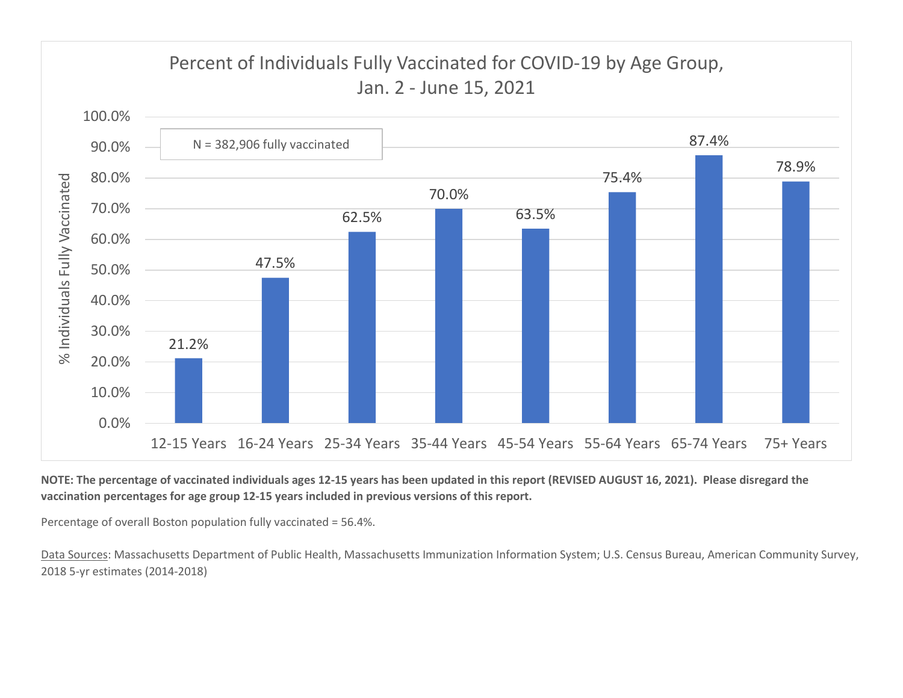## Percent of Individuals Fully Vaccinated for COVID-19 by Age Group, Jan. 2 - June 15, 2021

N = 382,906 fully vaccinated

| Age Group | % Individuals Fully Vaccinated |
|---|---|
| 12-15 Years | 21.2% |
| 16-24 Years | 47.5% |
| 25-34 Years | 62.5% |
| 35-44 Years | 70.0% |
| 45-54 Years | 63.5% |
| 55-64 Years | 75.4% |
| 65-74 Years | 87.4% |
| 75+ Years | 78.9% |

**NOTE: The percentage of vaccinated individuals ages 12-15 years has been updated in this report (REVISED AUGUST 16, 2021). Please disregard the vaccination percentages for age group 12-15 years included in previous versions of this report.**

Percentage of overall Boston population fully vaccinated = 56.4%.

Data Sources: Massachusetts Department of Public Health, Massachusetts Immunization Information System; U.S. Census Bureau, American Community Survey, 2018 5-yr estimates (2014-2018)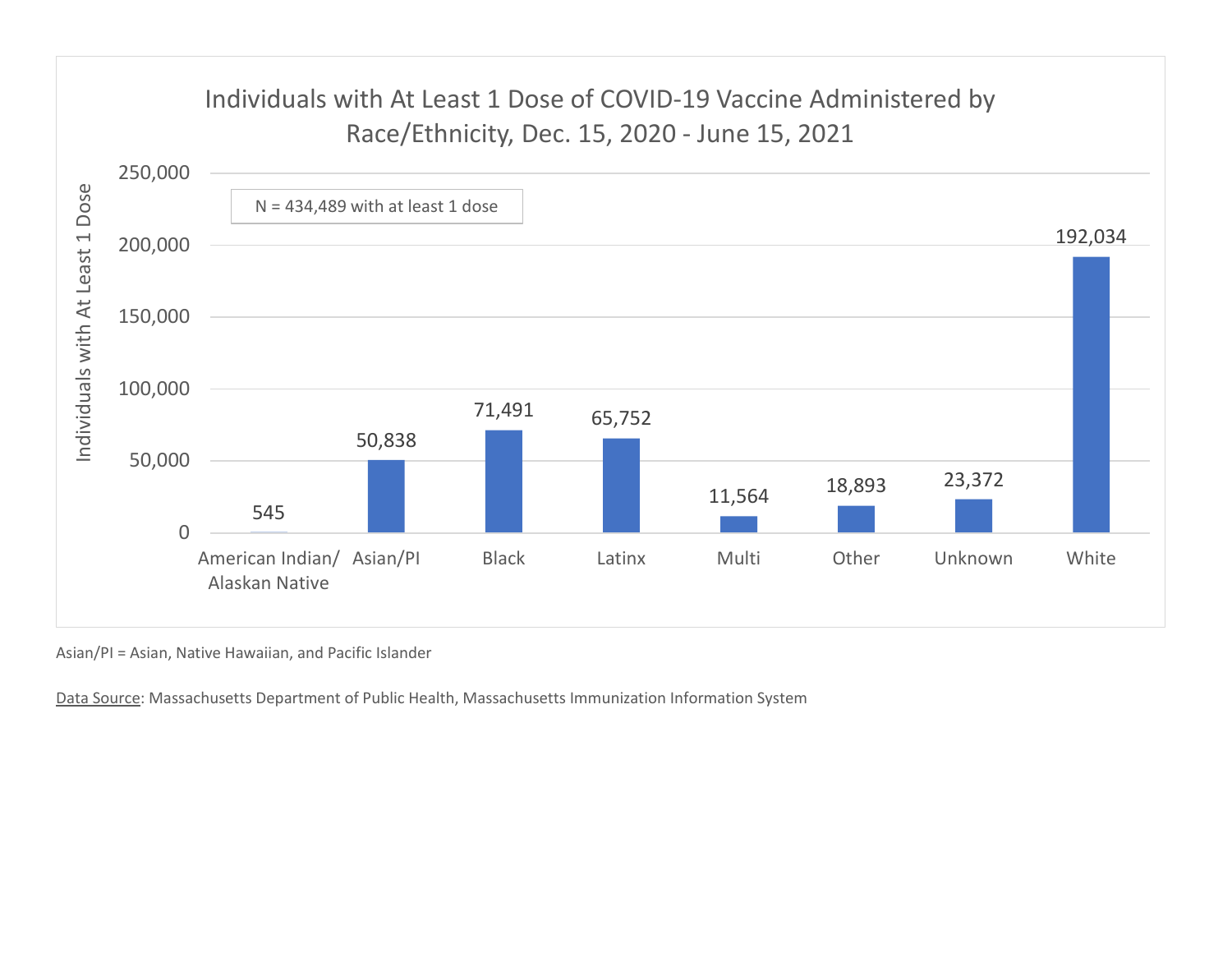## Individuals with At Least 1 Dose of COVID-19 Vaccine Administered by Race/Ethnicity, Dec. 15, 2020 - June 15, 2021

N = 434,489 with at least 1 dose

| Race/Ethnicity | Individuals with At Least 1 Dose |
| --- | --- |
| American Indian/ Alaskan Native | 545 |
| Asian/PI | 50,838 |
| Black | 71,491 |
| Latinx | 65,752 |
| Multi | 11,564 |
| Other | 18,893 |
| Unknown | 23,372 |
| White | 192,034 |

Asian/PI = Asian, Native Hawaiian, and Pacific Islander

Data Source: Massachusetts Department of Public Health, Massachusetts Immunization Information System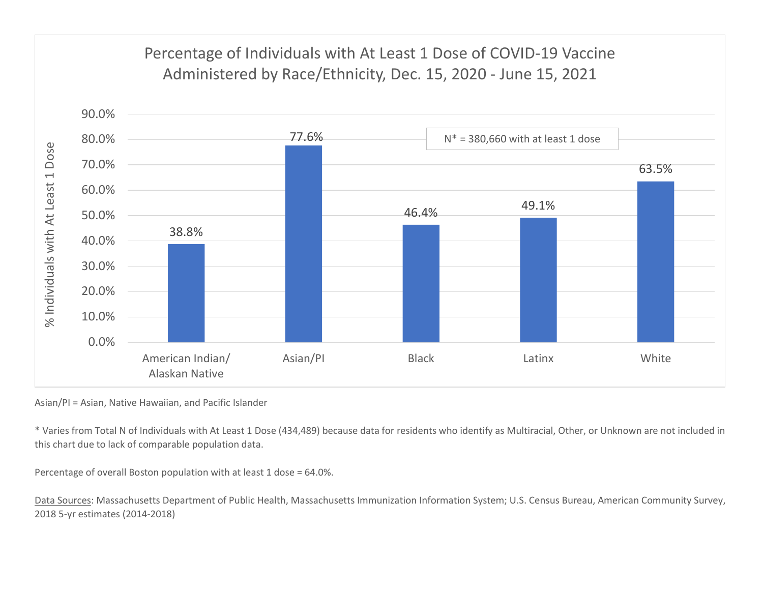## Percentage of Individuals with At Least 1 Dose of COVID-19 Vaccine Administered by Race/Ethnicity, Dec. 15, 2020 - June 15, 2021

N* = 380,660 with at least 1 dose

| Race/Ethnicity | % Individuals with At Least 1 Dose |
| --- | --- |
| American Indian/ Alaskan Native | 38.8% |
| Asian/PI | 77.6% |
| Black | 46.4% |
| Latinx | 49.1% |
| White | 63.5% |

Asian/PI = Asian, Native Hawaiian, and Pacific Islander

* Varies from Total N of Individuals with At Least 1 Dose (434,489) because data for residents who identify as Multiracial, Other, or Unknown are not included in this chart due to lack of comparable population data.

Percentage of overall Boston population with at least 1 dose = 64.0%.

Data Sources: Massachusetts Department of Public Health, Massachusetts Immunization Information System; U.S. Census Bureau, American Community Survey, 2018 5-yr estimates (2014-2018)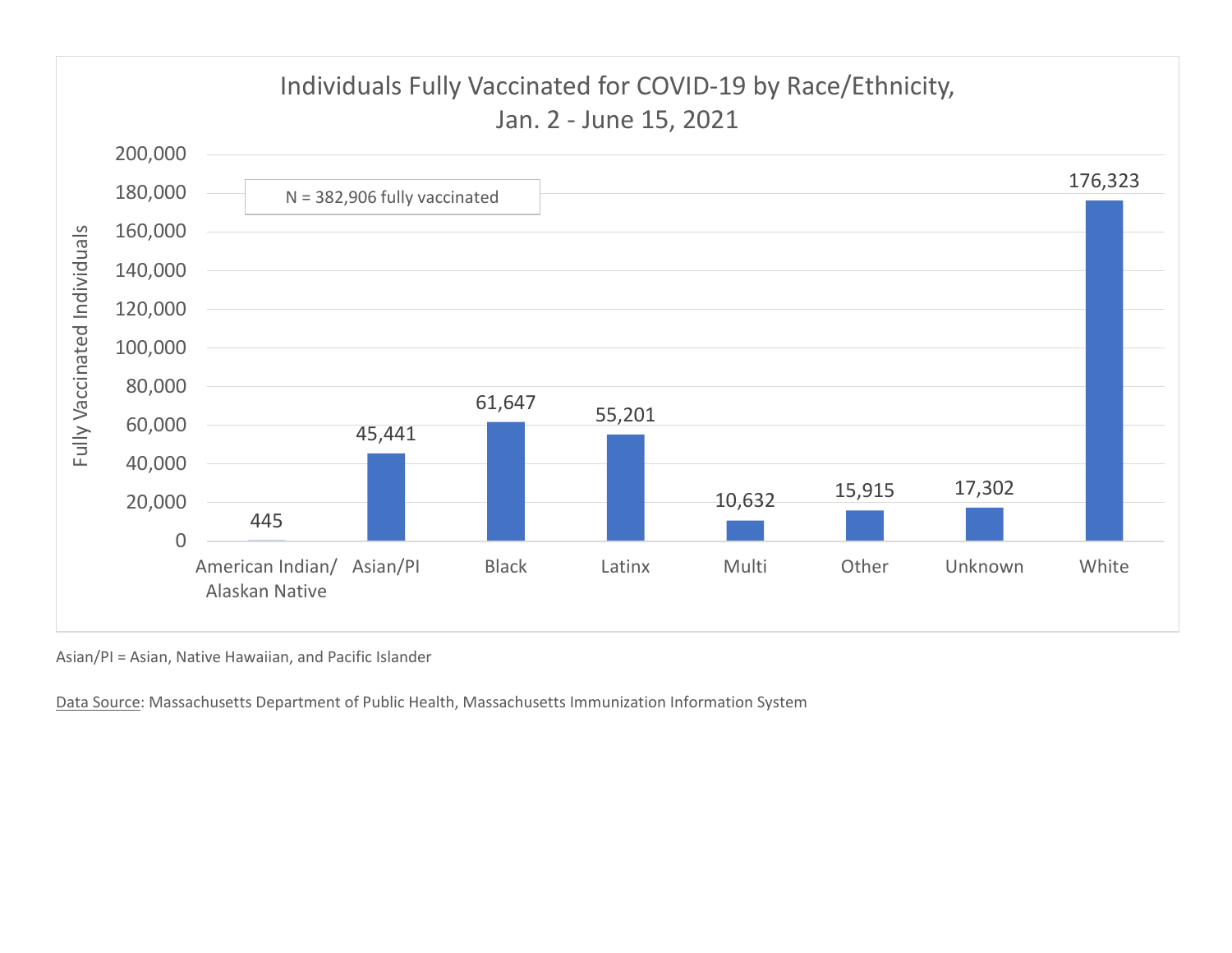## Individuals Fully Vaccinated for COVID-19 by Race/Ethnicity, Jan. 2 - June 15, 2021

N = 382,906 fully vaccinated

| Race/Ethnicity | Fully Vaccinated Individuals |
| --- | --- |
| American Indian/ Alaskan Native | 445 |
| Asian/PI | 45,441 |
| Black | 61,647 |
| Latinx | 55,201 |
| Multi | 10,632 |
| Other | 15,915 |
| Unknown | 17,302 |
| White | 176,323 |

Asian/PI = Asian, Native Hawaiian, and Pacific Islander

Data Source: Massachusetts Department of Public Health, Massachusetts Immunization Information System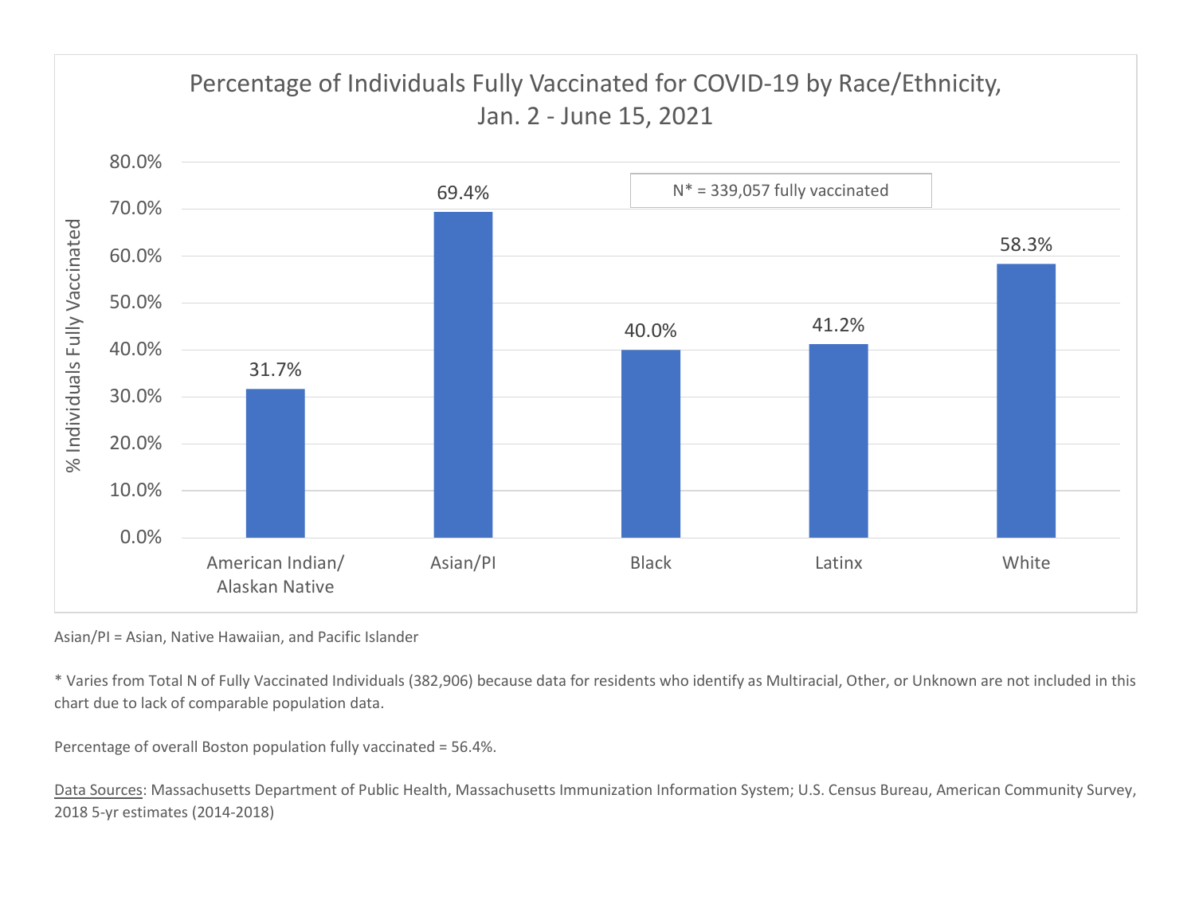## Percentage of Individuals Fully Vaccinated for COVID-19 by Race/Ethnicity, Jan. 2 - June 15, 2021

N* = 339,057 fully vaccinated

| Race/Ethnicity | % Individuals Fully Vaccinated |
|---|---|
| American Indian/ Alaskan Native | 31.7% |
| Asian/PI | 69.4% |
| Black | 40.0% |
| Latinx | 41.2% |
| White | 58.3% |

Asian/PI = Asian, Native Hawaiian, and Pacific Islander

* Varies from Total N of Fully Vaccinated Individuals (382,906) because data for residents who identify as Multiracial, Other, or Unknown are not included in this chart due to lack of comparable population data.

Percentage of overall Boston population fully vaccinated = 56.4%.

Data Sources: Massachusetts Department of Public Health, Massachusetts Immunization Information System; U.S. Census Bureau, American Community Survey, 2018 5-yr estimates (2014-2018)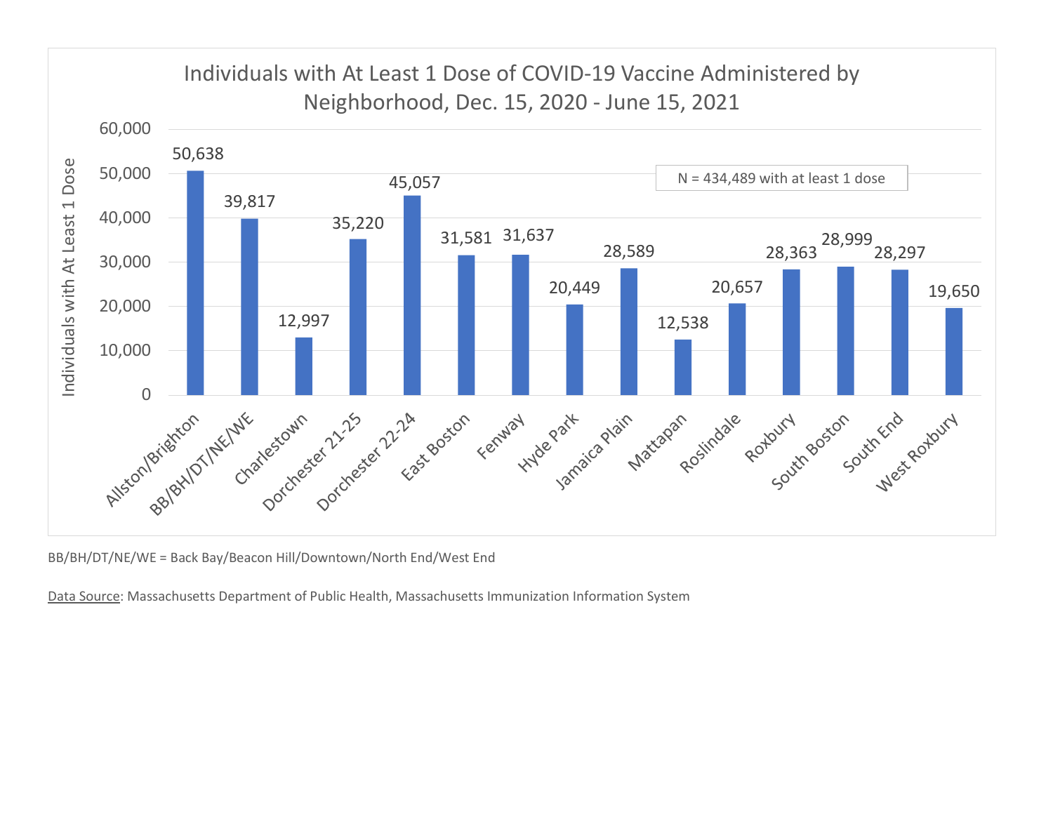## Individuals with At Least 1 Dose of COVID-19 Vaccine Administered by Neighborhood, Dec. 15, 2020 - June 15, 2021

N = 434,489 with at least 1 dose

| Neighborhood | Individuals with At Least 1 Dose |
|---|---|
| Allston/Brighton | 50,638 |
| BB/BH/DT/NE/WE | 39,817 |
| Charlestown | 12,997 |
| Dorchester 21-25 | 35,220 |
| Dorchester 22-24 | 45,057 |
| East Boston | 31,581 |
| Fenway | 31,637 |
| Hyde Park | 20,449 |
| Jamaica Plain | 28,589 |
| Mattapan | 12,538 |
| Roslindale | 20,657 |
| Roxbury | 28,363 |
| South Boston | 28,999 |
| South End | 28,297 |
| West Roxbury | 19,650 |

BB/BH/DT/NE/WE = Back Bay/Beacon Hill/Downtown/North End/West End

Data Source: Massachusetts Department of Public Health, Massachusetts Immunization Information System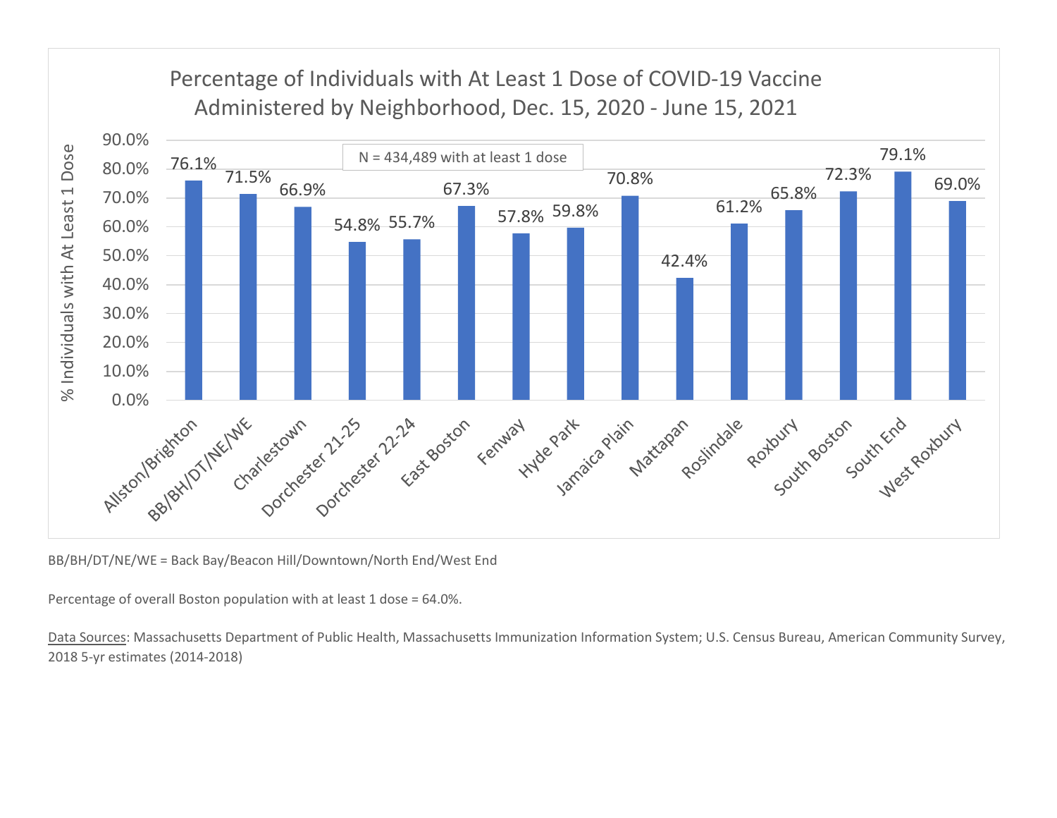## Percentage of Individuals with At Least 1 Dose of COVID-19 Vaccine Administered by Neighborhood, Dec. 15, 2020 - June 15, 2021

N = 434,489 with at least 1 dose

| Neighborhood | % Individuals with At Least 1 Dose |
| --- | --- |
| Allston/Brighton | 76.1% |
| BB/BH/DT/NE/WE | 71.5% |
| Charlestown | 66.9% |
| Dorchester 21-25 | 54.8% |
| Dorchester 22-24 | 55.7% |
| East Boston | 67.3% |
| Fenway | 57.8% |
| Hyde Park | 59.8% |
| Jamaica Plain | 70.8% |
| Mattapan | 42.4% |
| Roslindale | 61.2% |
| Roxbury | 65.8% |
| South Boston | 72.3% |
| South End | 79.1% |
| West Roxbury | 69.0% |

BB/BH/DT/NE/WE = Back Bay/Beacon Hill/Downtown/North End/West End

Percentage of overall Boston population with at least 1 dose = 64.0%.

Data Sources: Massachusetts Department of Public Health, Massachusetts Immunization Information System; U.S. Census Bureau, American Community Survey, 2018 5-yr estimates (2014-2018)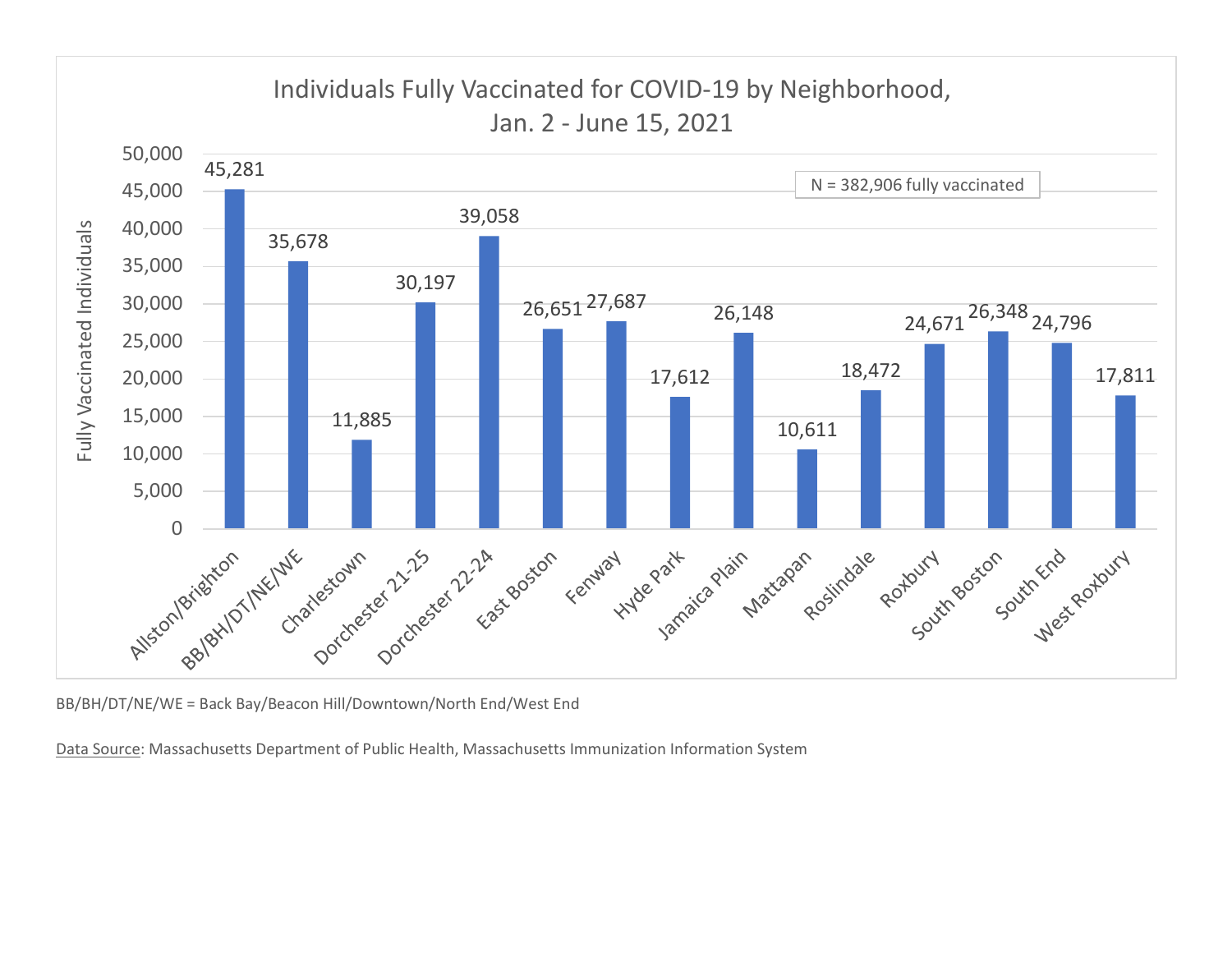## Individuals Fully Vaccinated for COVID-19 by Neighborhood, Jan. 2 - June 15, 2021

N = 382,906 fully vaccinated

| Neighborhood | Fully Vaccinated Individuals |
|---|---|
| Allston/Brighton | 45,281 |
| BB/BH/DT/NE/WE | 35,678 |
| Charlestown | 11,885 |
| Dorchester 21-25 | 30,197 |
| Dorchester 22-24 | 39,058 |
| East Boston | 26,651 |
| Fenway | 27,687 |
| Hyde Park | 17,612 |
| Jamaica Plain | 26,148 |
| Mattapan | 10,611 |
| Roslindale | 18,472 |
| Roxbury | 24,671 |
| South Boston | 26,348 |
| South End | 24,796 |
| West Roxbury | 17,811 |

BB/BH/DT/NE/WE = Back Bay/Beacon Hill/Downtown/North End/West End

Data Source: Massachusetts Department of Public Health, Massachusetts Immunization Information System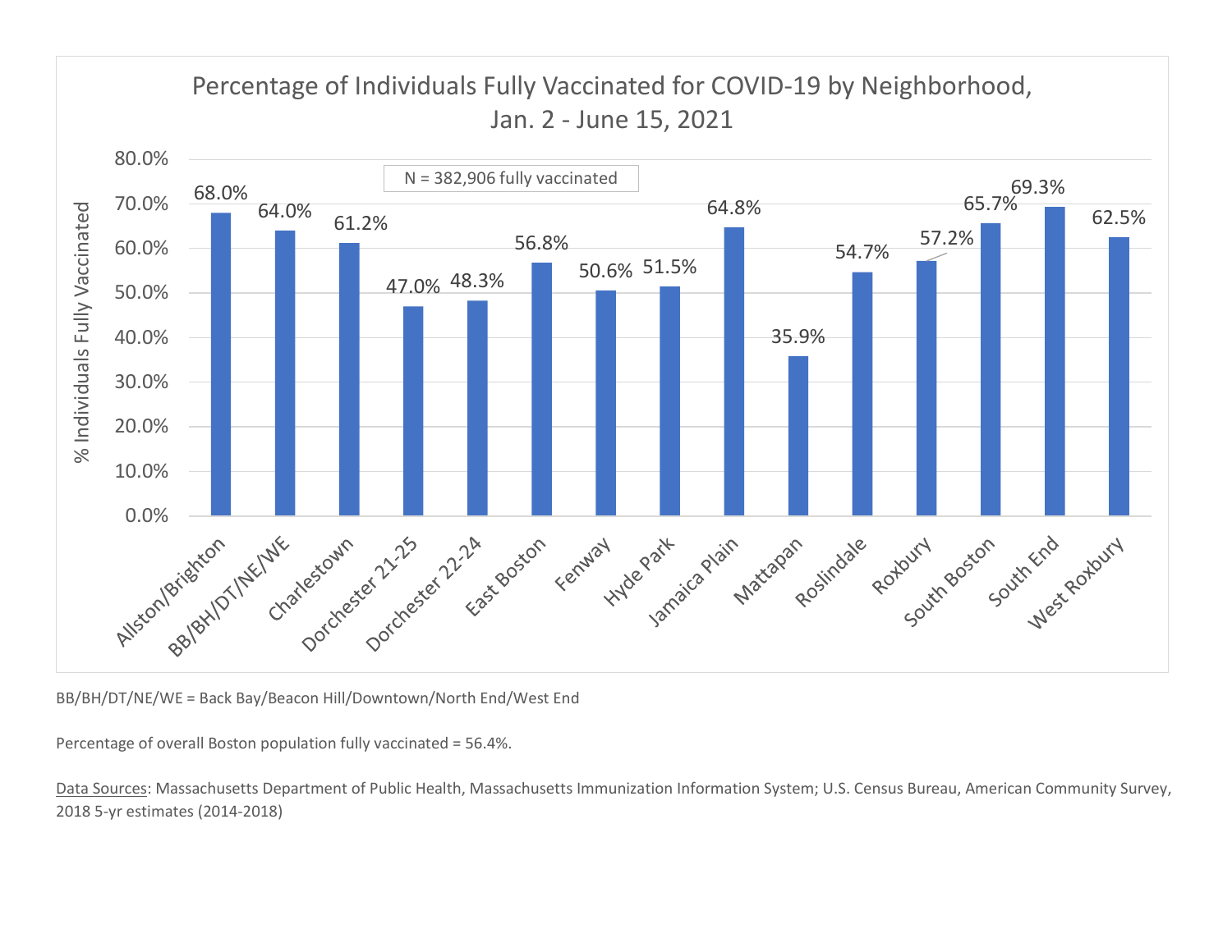## Percentage of Individuals Fully Vaccinated for COVID-19 by Neighborhood, Jan. 2 - June 15, 2021

N = 382,906 fully vaccinated

| Neighborhood | % Individuals Fully Vaccinated |
| --- | --- |
| Allston/Brighton | 68.0% |
| BB/BH/DT/NE/WE | 64.0% |
| Charlestown | 61.2% |
| Dorchester 21-25 | 47.0% |
| Dorchester 22-24 | 48.3% |
| East Boston | 56.8% |
| Fenway | 50.6% |
| Hyde Park | 51.5% |
| Jamaica Plain | 64.8% |
| Mattapan | 35.9% |
| Roslindale | 54.7% |
| Roxbury | 57.2% |
| South Boston | 65.7% |
| South End | 69.3% |
| West Roxbury | 62.5% |

BB/BH/DT/NE/WE = Back Bay/Beacon Hill/Downtown/North End/West End

Percentage of overall Boston population fully vaccinated = 56.4%.

Data Sources: Massachusetts Department of Public Health, Massachusetts Immunization Information System; U.S. Census Bureau, American Community Survey, 2018 5-yr estimates (2014-2018)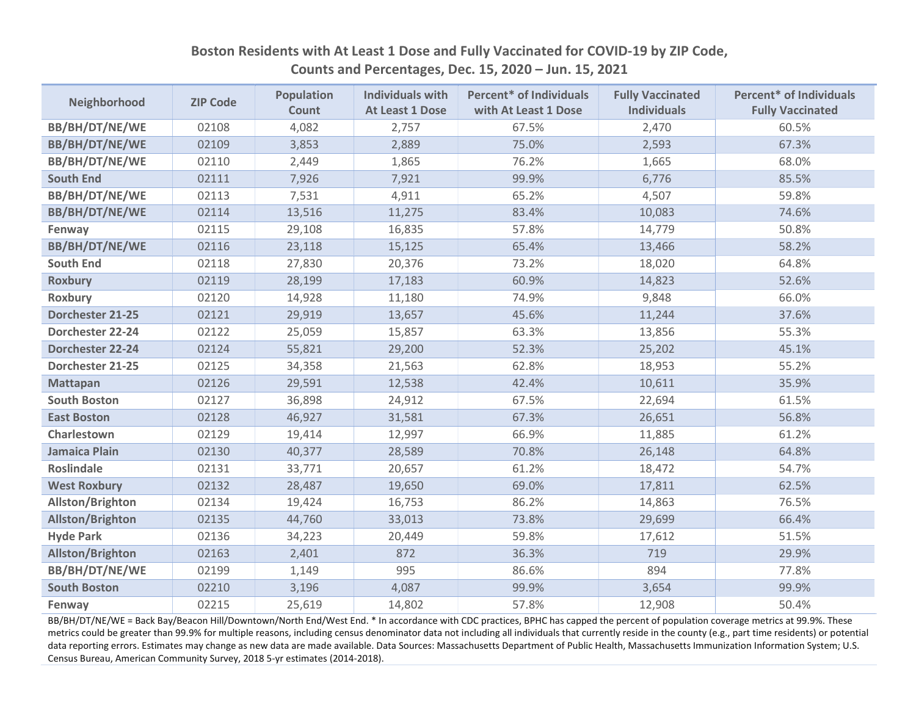## Boston Residents with At Least 1 Dose and Fully Vaccinated for COVID-19 by ZIP Code, Counts and Percentages, Dec. 15, 2020 – Jun. 15, 2021

| Neighborhood | ZIP Code | Population Count | Individuals with At Least 1 Dose | Percent* of Individuals with At Least 1 Dose | Fully Vaccinated Individuals | Percent* of Individuals Fully Vaccinated |
|---|---|---|---|---|---|---|
| **BB/BH/DT/NE/WE** | 02108 | 4,082 | 2,757 | 67.5% | 2,470 | 60.5% |
| **BB/BH/DT/NE/WE** | 02109 | 3,853 | 2,889 | 75.0% | 2,593 | 67.3% |
| **BB/BH/DT/NE/WE** | 02110 | 2,449 | 1,865 | 76.2% | 1,665 | 68.0% |
| **South End** | 02111 | 7,926 | 7,921 | 99.9% | 6,776 | 85.5% |
| **BB/BH/DT/NE/WE** | 02113 | 7,531 | 4,911 | 65.2% | 4,507 | 59.8% |
| **BB/BH/DT/NE/WE** | 02114 | 13,516 | 11,275 | 83.4% | 10,083 | 74.6% |
| **Fenway** | 02115 | 29,108 | 16,835 | 57.8% | 14,779 | 50.8% |
| **BB/BH/DT/NE/WE** | 02116 | 23,118 | 15,125 | 65.4% | 13,466 | 58.2% |
| **South End** | 02118 | 27,830 | 20,376 | 73.2% | 18,020 | 64.8% |
| **Roxbury** | 02119 | 28,199 | 17,183 | 60.9% | 14,823 | 52.6% |
| **Roxbury** | 02120 | 14,928 | 11,180 | 74.9% | 9,848 | 66.0% |
| **Dorchester 21-25** | 02121 | 29,919 | 13,657 | 45.6% | 11,244 | 37.6% |
| **Dorchester 22-24** | 02122 | 25,059 | 15,857 | 63.3% | 13,856 | 55.3% |
| **Dorchester 22-24** | 02124 | 55,821 | 29,200 | 52.3% | 25,202 | 45.1% |
| **Dorchester 21-25** | 02125 | 34,358 | 21,563 | 62.8% | 18,953 | 55.2% |
| **Mattapan** | 02126 | 29,591 | 12,538 | 42.4% | 10,611 | 35.9% |
| **South Boston** | 02127 | 36,898 | 24,912 | 67.5% | 22,694 | 61.5% |
| **East Boston** | 02128 | 46,927 | 31,581 | 67.3% | 26,651 | 56.8% |
| **Charlestown** | 02129 | 19,414 | 12,997 | 66.9% | 11,885 | 61.2% |
| **Jamaica Plain** | 02130 | 40,377 | 28,589 | 70.8% | 26,148 | 64.8% |
| **Roslindale** | 02131 | 33,771 | 20,657 | 61.2% | 18,472 | 54.7% |
| **West Roxbury** | 02132 | 28,487 | 19,650 | 69.0% | 17,811 | 62.5% |
| **Allston/Brighton** | 02134 | 19,424 | 16,753 | 86.2% | 14,863 | 76.5% |
| **Allston/Brighton** | 02135 | 44,760 | 33,013 | 73.8% | 29,699 | 66.4% |
| **Hyde Park** | 02136 | 34,223 | 20,449 | 59.8% | 17,612 | 51.5% |
| **Allston/Brighton** | 02163 | 2,401 | 872 | 36.3% | 719 | 29.9% |
| **BB/BH/DT/NE/WE** | 02199 | 1,149 | 995 | 86.6% | 894 | 77.8% |
| **South Boston** | 02210 | 3,196 | 4,087 | 99.9% | 3,654 | 99.9% |
| **Fenway** | 02215 | 25,619 | 14,802 | 57.8% | 12,908 | 50.4% |

BB/BH/DT/NE/WE = Back Bay/Beacon Hill/Downtown/North End/West End. * In accordance with CDC practices, BPHC has capped the percent of population coverage metrics at 99.9%. These metrics could be greater than 99.9% for multiple reasons, including census denominator data not including all individuals that currently reside in the county (e.g., part time residents) or potential data reporting errors. Estimates may change as new data are made available. Data Sources: Massachusetts Department of Public Health, Massachusetts Immunization Information System; U.S. Census Bureau, American Community Survey, 2018 5-yr estimates (2014-2018).